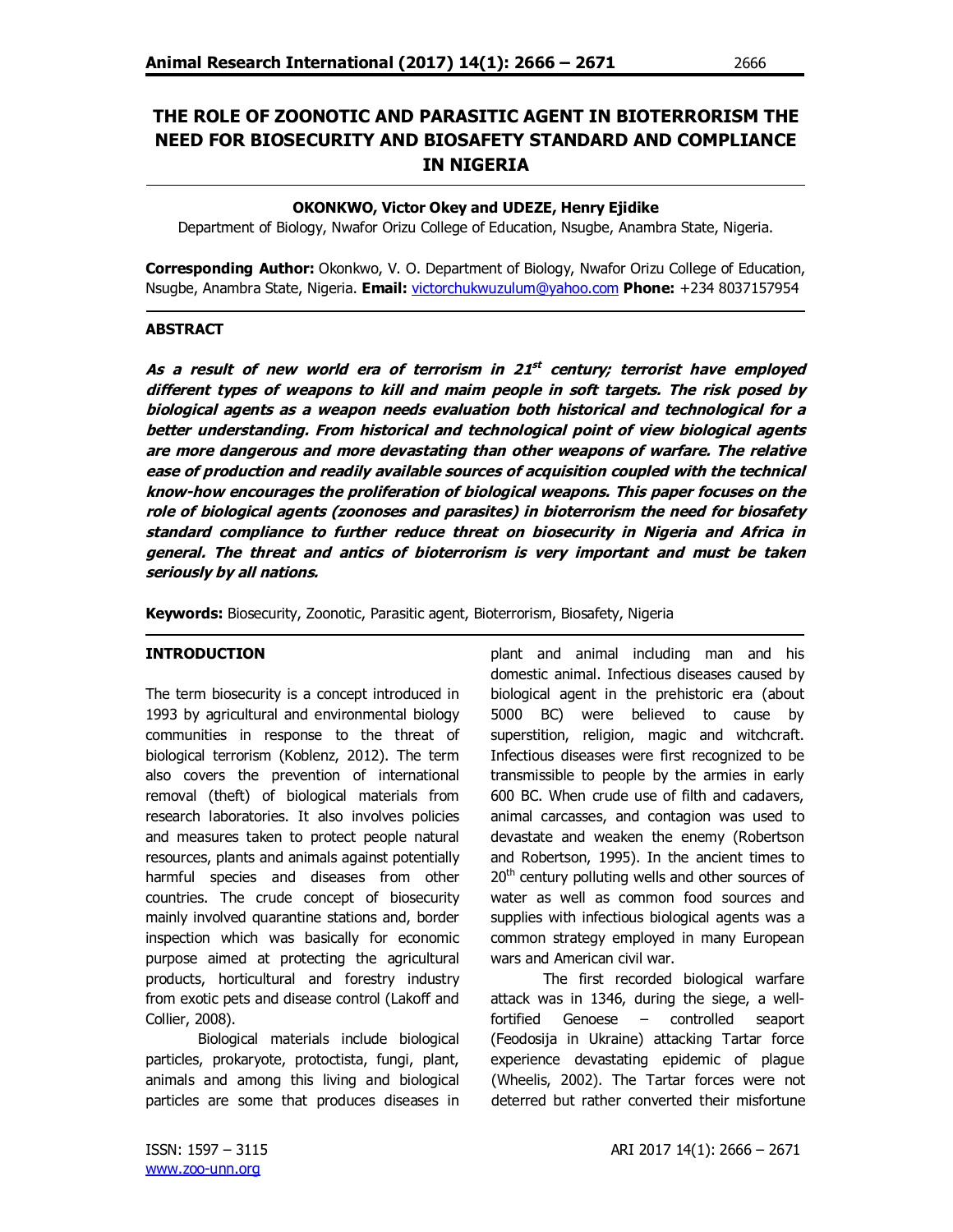# THE ROLE OF ZOONOTIC AND PARASITIC AGENT IN BIOTERRORISM THE NEED FOR BIOSECURITY AND BIOSAFETY STANDARD AND COMPLIANCE IN NIGERIA

**OKONKWO, Victor Okey and UDEZE, Henry Ejidike**

Department of Biology, Nwafor Orizu College of Education, Nsugbe, Anambra State, Nigeria.

**Corresponding Author:** Okonkwo, V. O. Department of Biology, Nwafor Orizu College of Education, Nsugbe, Anambra State, Nigeria. **Email:** victorchukwuzulum@yahoo.com **Phone:** +234 8037157954

## ABSTRACT

***As a result of new world era of terrorism in 21st century; terrorist have employed different types of weapons to kill and maim people in soft targets. The risk posed by biological agents as a weapon needs evaluation both historical and technological for a better understanding. From historical and technological point of view biological agents are more dangerous and more devastating than other weapons of warfare. The relative ease of production and readily available sources of acquisition coupled with the technical know-how encourages the proliferation of biological weapons. This paper focuses on the role of biological agents (zoonoses and parasites) in bioterrorism the need for biosafety standard compliance to further reduce threat on biosecurity in Nigeria and Africa in general. The threat and antics of bioterrorism is very important and must be taken seriously by all nations.***

**Keywords:** Biosecurity, Zoonotic, Parasitic agent, Bioterrorism, Biosafety, Nigeria

## INTRODUCTION

The term biosecurity is a concept introduced in 1993 by agricultural and environmental biology communities in response to the threat of biological terrorism (Koblenz, 2012). The term also covers the prevention of international removal (theft) of biological materials from research laboratories. It also involves policies and measures taken to protect people natural resources, plants and animals against potentially harmful species and diseases from other countries. The crude concept of biosecurity mainly involved quarantine stations and, border inspection which was basically for economic purpose aimed at protecting the agricultural products, horticultural and forestry industry from exotic pets and disease control (Lakoff and Collier, 2008).

Biological materials include biological particles, prokaryote, protoctista, fungi, plant, animals and among this living and biological particles are some that produces diseases in plant and animal including man and his domestic animal. Infectious diseases caused by biological agent in the prehistoric era (about 5000 BC) were believed to cause by superstition, religion, magic and witchcraft. Infectious diseases were first recognized to be transmissible to people by the armies in early 600 BC. When crude use of filth and cadavers, animal carcasses, and contagion was used to devastate and weaken the enemy (Robertson and Robertson, 1995). In the ancient times to 20th century polluting wells and other sources of water as well as common food sources and supplies with infectious biological agents was a common strategy employed in many European wars and American civil war.

The first recorded biological warfare attack was in 1346, during the siege, a well-fortified Genoese – controlled seaport (Feodosija in Ukraine) attacking Tartar force experience devastating epidemic of plague (Wheelis, 2002). The Tartar forces were not deterred but rather converted their misfortune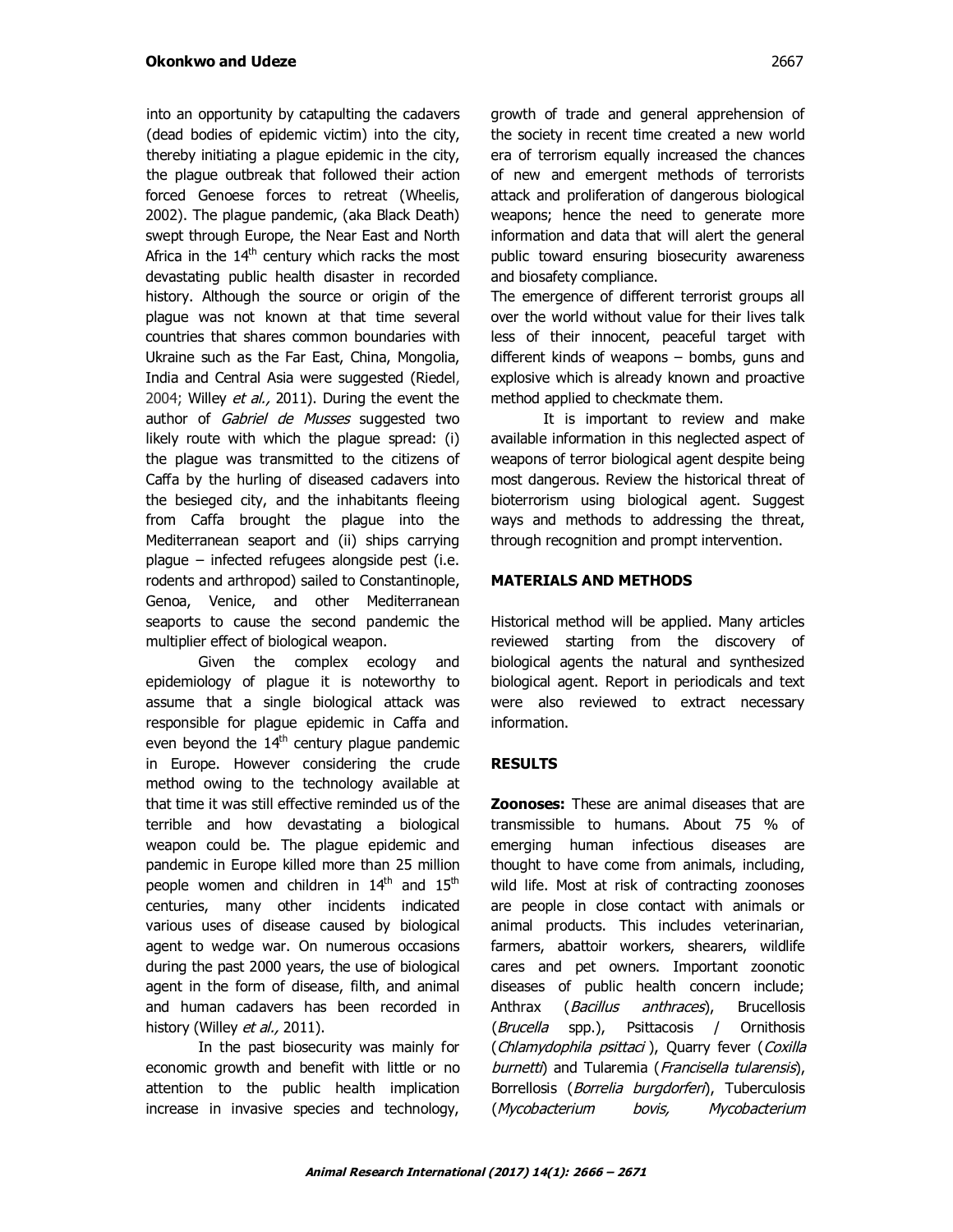into an opportunity by catapulting the cadavers (dead bodies of epidemic victim) into the city, thereby initiating a plague epidemic in the city, the plague outbreak that followed their action forced Genoese forces to retreat (Wheelis, 2002). The plague pandemic, (aka Black Death) swept through Europe, the Near East and North Africa in the 14th century which racks the most devastating public health disaster in recorded history. Although the source or origin of the plague was not known at that time several countries that shares common boundaries with Ukraine such as the Far East, China, Mongolia, India and Central Asia were suggested (Riedel, 2004; Willey *et al.,* 2011). During the event the author of *Gabriel de Musses* suggested two likely route with which the plague spread: (i) the plague was transmitted to the citizens of Caffa by the hurling of diseased cadavers into the besieged city, and the inhabitants fleeing from Caffa brought the plague into the Mediterranean seaport and (ii) ships carrying plague – infected refugees alongside pest (i.e. rodents and arthropod) sailed to Constantinople, Genoa, Venice, and other Mediterranean seaports to cause the second pandemic the multiplier effect of biological weapon.

Given the complex ecology and epidemiology of plague it is noteworthy to assume that a single biological attack was responsible for plague epidemic in Caffa and even beyond the 14th century plague pandemic in Europe. However considering the crude method owing to the technology available at that time it was still effective reminded us of the terrible and how devastating a biological weapon could be. The plague epidemic and pandemic in Europe killed more than 25 million people women and children in 14th and 15th centuries, many other incidents indicated various uses of disease caused by biological agent to wedge war. On numerous occasions during the past 2000 years, the use of biological agent in the form of disease, filth, and animal and human cadavers has been recorded in history (Willey *et al.,* 2011).

In the past biosecurity was mainly for economic growth and benefit with little or no attention to the public health implication increase in invasive species and technology, growth of trade and general apprehension of the society in recent time created a new world era of terrorism equally increased the chances of new and emergent methods of terrorists attack and proliferation of dangerous biological weapons; hence the need to generate more information and data that will alert the general public toward ensuring biosecurity awareness and biosafety compliance.

The emergence of different terrorist groups all over the world without value for their lives talk less of their innocent, peaceful target with different kinds of weapons – bombs, guns and explosive which is already known and proactive method applied to checkmate them.

It is important to review and make available information in this neglected aspect of weapons of terror biological agent despite being most dangerous. Review the historical threat of bioterrorism using biological agent. Suggest ways and methods to addressing the threat, through recognition and prompt intervention.

## MATERIALS AND METHODS

Historical method will be applied. Many articles reviewed starting from the discovery of biological agents the natural and synthesized biological agent. Report in periodicals and text were also reviewed to extract necessary information.

## RESULTS

**Zoonoses:** These are animal diseases that are transmissible to humans. About 75 % of emerging human infectious diseases are thought to have come from animals, including, wild life. Most at risk of contracting zoonoses are people in close contact with animals or animal products. This includes veterinarian, farmers, abattoir workers, shearers, wildlife cares and pet owners. Important zoonotic diseases of public health concern include; Anthrax (*Bacillus anthraces*), Brucellosis (*Brucella* spp.), Psittacosis / Ornithosis (*Chlamydophila psittaci* ), Quarry fever (*Coxilla burnetti*) and Tularemia (*Francisella tularensis*), Borrellosis (*Borrelia burgdorferi*), Tuberculosis (*Mycobacterium bovis, Mycobacterium*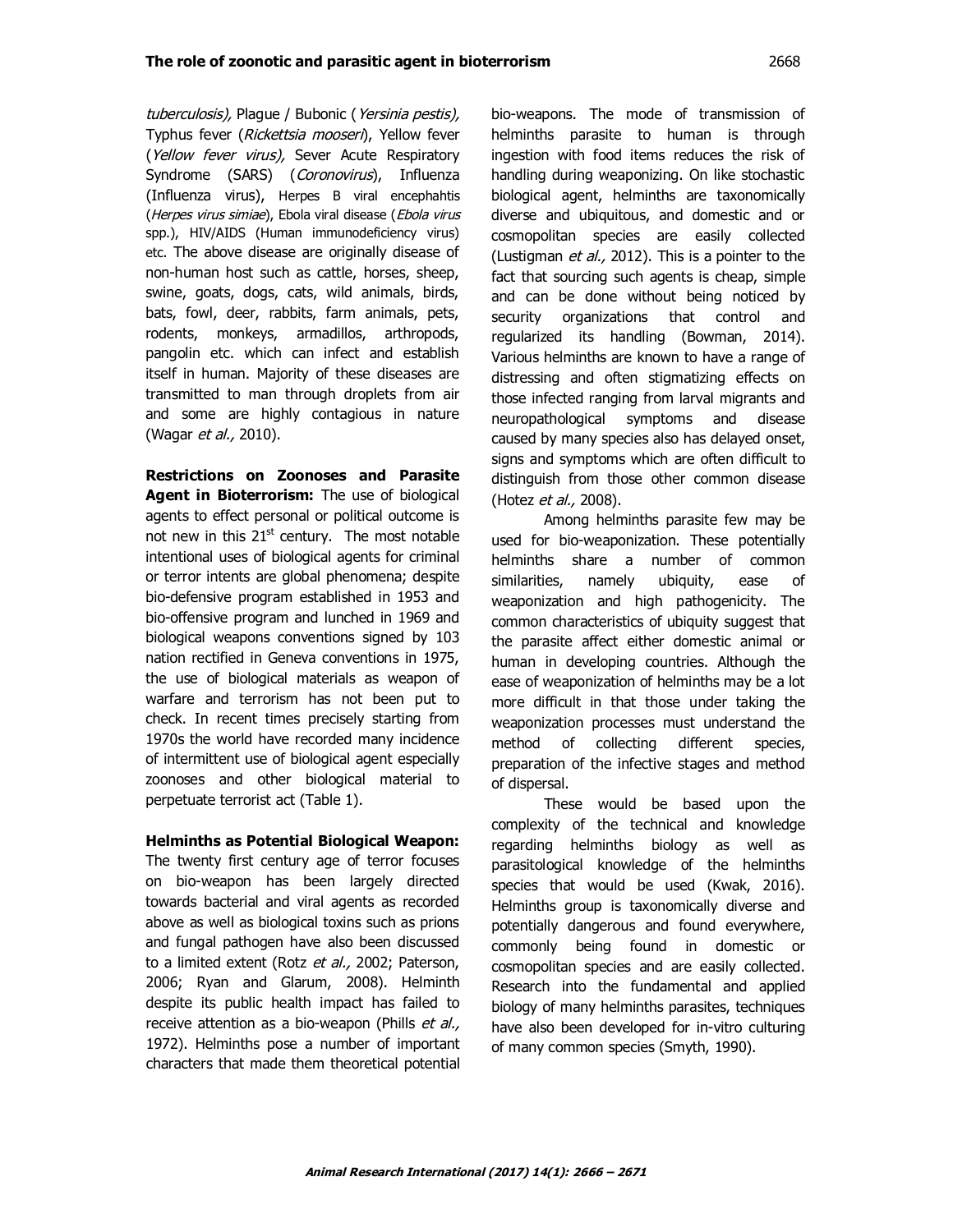*tuberculosis),* Plague / Bubonic (*Yersinia pestis),* Typhus fever (*Rickettsia mooseri*), Yellow fever (*Yellow fever virus),* Sever Acute Respiratory Syndrome (SARS) (*Coronovirus*), Influenza (Influenza virus), Herpes B viral encephahtis (*Herpes virus simiae*), Ebola viral disease (*Ebola virus* spp.), HIV/AIDS (Human immunodeficiency virus) etc. The above disease are originally disease of non-human host such as cattle, horses, sheep, swine, goats, dogs, cats, wild animals, birds, bats, fowl, deer, rabbits, farm animals, pets, rodents, monkeys, armadillos, arthropods, pangolin etc. which can infect and establish itself in human. Majority of these diseases are transmitted to man through droplets from air and some are highly contagious in nature (Wagar *et al.,* 2010).

**Restrictions on Zoonoses and Parasite Agent in Bioterrorism:** The use of biological agents to effect personal or political outcome is not new in this 21st century. The most notable intentional uses of biological agents for criminal or terror intents are global phenomena; despite bio-defensive program established in 1953 and bio-offensive program and lunched in 1969 and biological weapons conventions signed by 103 nation rectified in Geneva conventions in 1975, the use of biological materials as weapon of warfare and terrorism has not been put to check. In recent times precisely starting from 1970s the world have recorded many incidence of intermittent use of biological agent especially zoonoses and other biological material to perpetuate terrorist act (Table 1).

**Helminths as Potential Biological Weapon:** The twenty first century age of terror focuses on bio-weapon has been largely directed towards bacterial and viral agents as recorded above as well as biological toxins such as prions and fungal pathogen have also been discussed to a limited extent (Rotz *et al.,* 2002; Paterson, 2006; Ryan and Glarum, 2008). Helminth despite its public health impact has failed to receive attention as a bio-weapon (Phills *et al.,* 1972). Helminths pose a number of important characters that made them theoretical potential bio-weapons. The mode of transmission of helminths parasite to human is through ingestion with food items reduces the risk of handling during weaponizing. On like stochastic biological agent, helminths are taxonomically diverse and ubiquitous, and domestic and or cosmopolitan species are easily collected (Lustigman *et al.,* 2012). This is a pointer to the fact that sourcing such agents is cheap, simple and can be done without being noticed by security organizations that control and regularized its handling (Bowman, 2014). Various helminths are known to have a range of distressing and often stigmatizing effects on those infected ranging from larval migrants and neuropathological symptoms and disease caused by many species also has delayed onset, signs and symptoms which are often difficult to distinguish from those other common disease (Hotez *et al.,* 2008).

Among helminths parasite few may be used for bio-weaponization. These potentially helminths share a number of common similarities, namely ubiquity, ease of weaponization and high pathogenicity. The common characteristics of ubiquity suggest that the parasite affect either domestic animal or human in developing countries. Although the ease of weaponization of helminths may be a lot more difficult in that those under taking the weaponization processes must understand the method of collecting different species, preparation of the infective stages and method of dispersal.

These would be based upon the complexity of the technical and knowledge regarding helminths biology as well as parasitological knowledge of the helminths species that would be used (Kwak, 2016). Helminths group is taxonomically diverse and potentially dangerous and found everywhere, commonly being found in domestic or cosmopolitan species and are easily collected. Research into the fundamental and applied biology of many helminths parasites, techniques have also been developed for in-vitro culturing of many common species (Smyth, 1990).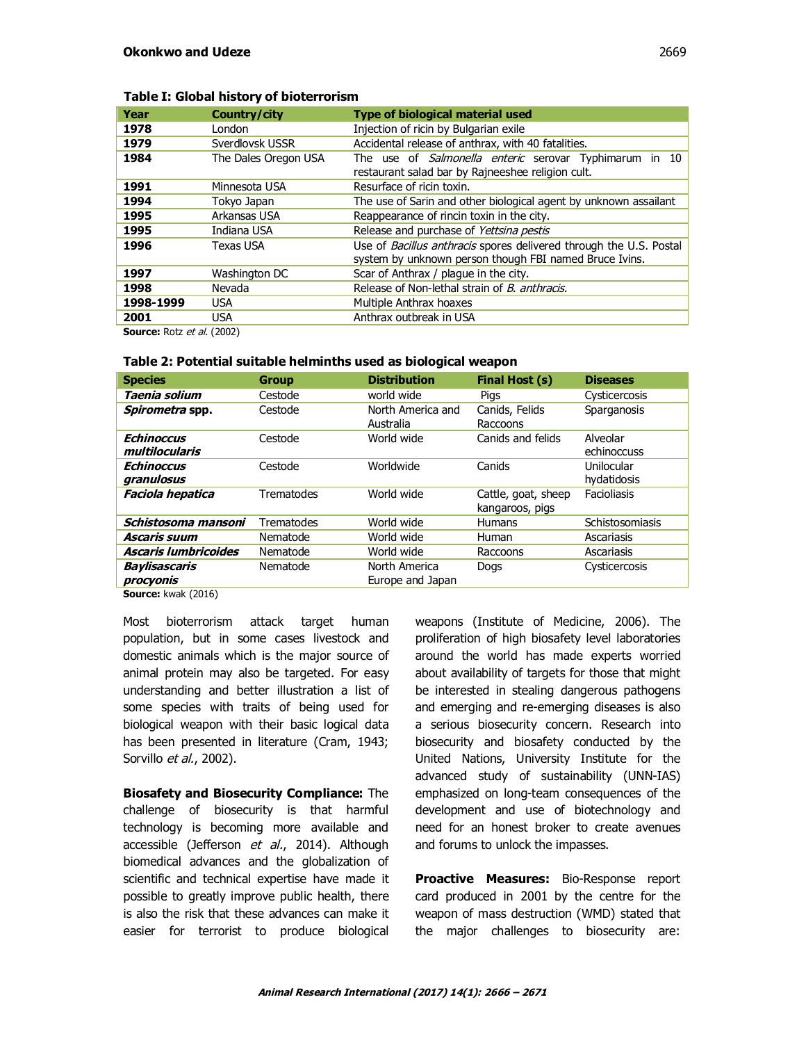**Table I: Global history of bioterrorism**

| Year | Country/city | Type of biological material used |
|---|---|---|
| **1978** | London | Injection of ricin by Bulgarian exile |
| **1979** | Sverdlovsk USSR | Accidental release of anthrax, with 40 fatalities. |
| **1984** | The Dales Oregon USA | The use of *Salmonella enteric* serovar Typhimarum in 10 restaurant salad bar by Rajneeshee religion cult. |
| **1991** | Minnesota USA | Resurface of ricin toxin. |
| **1994** | Tokyo Japan | The use of Sarin and other biological agent by unknown assailant |
| **1995** | Arkansas USA | Reappearance of rincin toxin in the city. |
| **1995** | Indiana USA | Release and purchase of *Yettsina pestis* |
| **1996** | Texas USA | Use of *Bacillus anthracis* spores delivered through the U.S. Postal system by unknown person though FBI named Bruce Ivins. |
| **1997** | Washington DC | Scar of Anthrax / plague in the city. |
| **1998** | Nevada | Release of Non-lethal strain of *B. anthracis.* |
| **1998-1999** | USA | Multiple Anthrax hoaxes |
| **2001** | USA | Anthrax outbreak in USA |

**Source:** Rotz *et al.* (2002)

**Table 2: Potential suitable helminths used as biological weapon**

| Species | Group | Distribution | Final Host (s) | Diseases |
|---|---|---|---|---|
| ***Taenia solium*** | Cestode | world wide | Pigs | Cysticercosis |
| ***Spirometra* spp.** | Cestode | North America and Australia | Canids, Felids Raccoons | Sparganosis |
| ***Echinoccus multilocularis*** | Cestode | World wide | Canids and felids | Alveolar echinoccuss |
| ***Echinoccus granulosus*** | Cestode | Worldwide | Canids | Unilocular hydatidosis |
| ***Faciola hepatica*** | Trematodes | World wide | Cattle, goat, sheep kangaroos, pigs | Facioliasis |
| ***Schistosoma mansoni*** | Trematodes | World wide | Humans | Schistosomiasis |
| ***Ascaris suum*** | Nematode | World wide | Human | Ascariasis |
| ***Ascaris lumbricoides*** | Nematode | World wide | Raccoons | Ascariasis |
| ***Baylisascaris procyonis*** | Nematode | North America Europe and Japan | Dogs | Cysticercosis |

**Source:** kwak (2016)

Most bioterrorism attack target human population, but in some cases livestock and domestic animals which is the major source of animal protein may also be targeted. For easy understanding and better illustration a list of some species with traits of being used for biological weapon with their basic logical data has been presented in literature (Cram, 1943; Sorvillo *et al.*, 2002).

**Biosafety and Biosecurity Compliance:** The challenge of biosecurity is that harmful technology is becoming more available and accessible (Jefferson *et al.*, 2014). Although biomedical advances and the globalization of scientific and technical expertise have made it possible to greatly improve public health, there is also the risk that these advances can make it easier for terrorist to produce biological weapons (Institute of Medicine, 2006). The proliferation of high biosafety level laboratories around the world has made experts worried about availability of targets for those that might be interested in stealing dangerous pathogens and emerging and re-emerging diseases is also a serious biosecurity concern. Research into biosecurity and biosafety conducted by the United Nations, University Institute for the advanced study of sustainability (UNN-IAS) emphasized on long-team consequences of the development and use of biotechnology and need for an honest broker to create avenues and forums to unlock the impasses.

**Proactive Measures:** Bio-Response report card produced in 2001 by the centre for the weapon of mass destruction (WMD) stated that the major challenges to biosecurity are: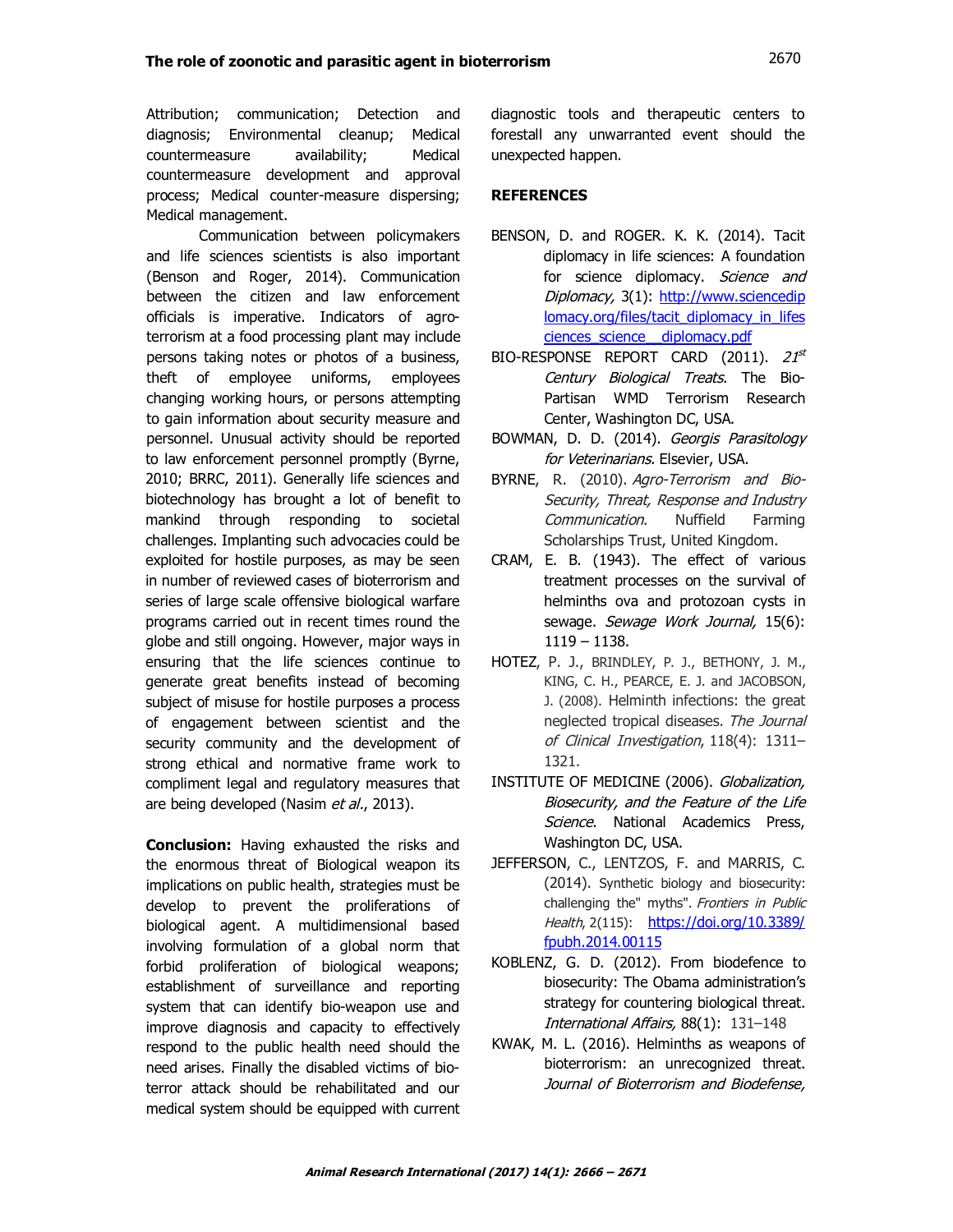Attribution; communication; Detection and diagnosis; Environmental cleanup; Medical countermeasure availability; Medical countermeasure development and approval process; Medical counter-measure dispersing; Medical management.

Communication between policymakers and life sciences scientists is also important (Benson and Roger, 2014). Communication between the citizen and law enforcement officials is imperative. Indicators of agro-terrorism at a food processing plant may include persons taking notes or photos of a business, theft of employee uniforms, employees changing working hours, or persons attempting to gain information about security measure and personnel. Unusual activity should be reported to law enforcement personnel promptly (Byrne, 2010; BRRC, 2011). Generally life sciences and biotechnology has brought a lot of benefit to mankind through responding to societal challenges. Implanting such advocacies could be exploited for hostile purposes, as may be seen in number of reviewed cases of bioterrorism and series of large scale offensive biological warfare programs carried out in recent times round the globe and still ongoing. However, major ways in ensuring that the life sciences continue to generate great benefits instead of becoming subject of misuse for hostile purposes a process of engagement between scientist and the security community and the development of strong ethical and normative frame work to compliment legal and regulatory measures that are being developed (Nasim *et al*., 2013).

**Conclusion:** Having exhausted the risks and the enormous threat of Biological weapon its implications on public health, strategies must be develop to prevent the proliferations of biological agent. A multidimensional based involving formulation of a global norm that forbid proliferation of biological weapons; establishment of surveillance and reporting system that can identify bio-weapon use and improve diagnosis and capacity to effectively respond to the public health need should the need arises. Finally the disabled victims of bio-terror attack should be rehabilitated and our medical system should be equipped with current diagnostic tools and therapeutic centers to forestall any unwarranted event should the unexpected happen.

## REFERENCES

BENSON, D. and ROGER. K. K. (2014). Tacit diplomacy in life sciences: A foundation for science diplomacy. *Science and Diplomacy,* 3(1): http://www.sciencediplomacy.org/files/tacit_diplomacy_in_lifesciences_science__diplomacy.pdf

BIO-RESPONSE REPORT CARD (2011). *21st Century Biological Treats*. The Bio-Partisan WMD Terrorism Research Center, Washington DC, USA.

BOWMAN, D. D. (2014). *Georgis Parasitology for Veterinarians.* Elsevier, USA.

BYRNE, R. (2010). *Agro-Terrorism and Bio-Security, Threat, Response and Industry Communication*. Nuffield Farming Scholarships Trust, United Kingdom.

CRAM, E. B. (1943). The effect of various treatment processes on the survival of helminths ova and protozoan cysts in sewage. *Sewage Work Journal,* 15(6): 1119 – 1138.

HOTEZ, P. J., BRINDLEY, P. J., BETHONY, J. M., KING, C. H., PEARCE, E. J. and JACOBSON, J. (2008). Helminth infections: the great neglected tropical diseases. *The Journal of Clinical Investigation*, 118(4): 1311–1321.

INSTITUTE OF MEDICINE (2006). *Globalization, Biosecurity, and the Feature of the Life Science*. National Academics Press, Washington DC, USA.

JEFFERSON, C., LENTZOS, F. and MARRIS, C. (2014). Synthetic biology and biosecurity: challenging the" myths". *Frontiers in Public Health*, 2(115): https://doi.org/10.3389/fpubh.2014.00115

KOBLENZ, G. D. (2012). From biodefence to biosecurity: The Obama administration's strategy for countering biological threat. *International Affairs,* 88(1): 131–148

KWAK, M. L. (2016). Helminths as weapons of bioterrorism: an unrecognized threat. *Journal of Bioterrorism and Biodefense,*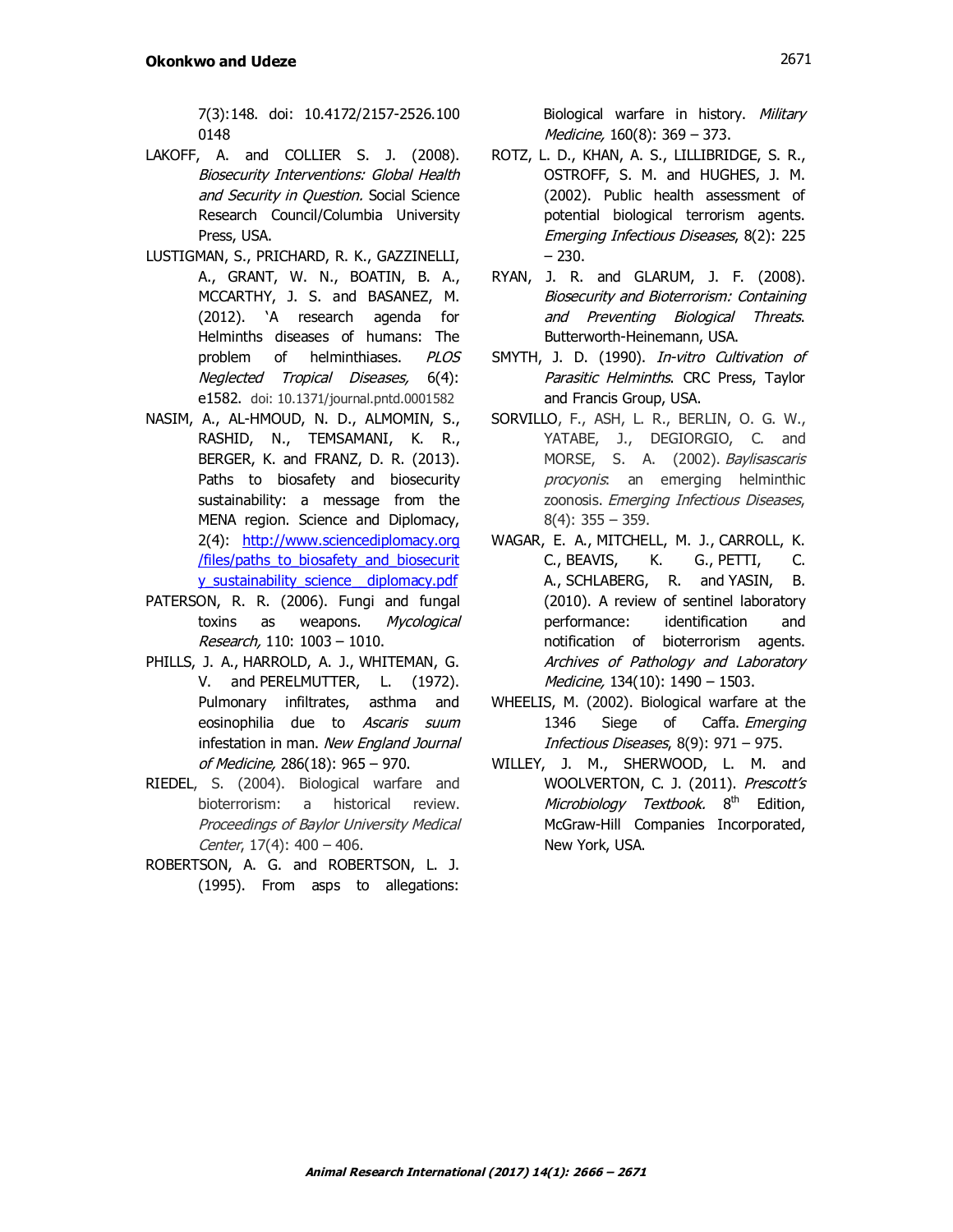7(3):148. doi: 10.4172/2157-2526.1000148

LAKOFF, A. and COLLIER S. J. (2008). *Biosecurity Interventions: Global Health and Security in Question.* Social Science Research Council/Columbia University Press, USA.

LUSTIGMAN, S., PRICHARD, R. K., GAZZINELLI, A., GRANT, W. N., BOATIN, B. A., MCCARTHY, J. S. and BASANEZ, M. (2012). 'A research agenda for Helminths diseases of humans: The problem of helminthiases. *PLOS Neglected Tropical Diseases,* 6(4): e1582. doi: 10.1371/journal.pntd.0001582

NASIM, A., AL-HMOUD, N. D., ALMOMIN, S., RASHID, N., TEMSAMANI, K. R., BERGER, K. and FRANZ, D. R. (2013). Paths to biosafety and biosecurity sustainability: a message from the MENA region. Science and Diplomacy, 2(4): [http://www.sciencediplomacy.org/files/paths_to_biosafety_and_biosecurity_sustainability_science__diplomacy.pdf](http://www.sciencediplomacy.org/files/paths_to_biosafety_and_biosecurity_sustainability_science__diplomacy.pdf)

PATERSON, R. R. (2006). Fungi and fungal toxins as weapons. *Mycological Research,* 110: 1003 – 1010.

PHILLS, J. A., HARROLD, A. J., WHITEMAN, G. V. and PERELMUTTER, L. (1972). Pulmonary infiltrates, asthma and eosinophilia due to *Ascaris suum* infestation in man. *New England Journal of Medicine,* 286(18): 965 – 970.

RIEDEL, S. (2004). Biological warfare and bioterrorism: a historical review. *Proceedings of Baylor University Medical Center*, 17(4): 400 – 406.

ROBERTSON, A. G. and ROBERTSON, L. J. (1995). From asps to allegations: Biological warfare in history. *Military Medicine,* 160(8): 369 – 373.

ROTZ, L. D., KHAN, A. S., LILLIBRIDGE, S. R., OSTROFF, S. M. and HUGHES, J. M. (2002). Public health assessment of potential biological terrorism agents. *Emerging Infectious Diseases*, 8(2): 225 – 230.

RYAN, J. R. and GLARUM, J. F. (2008). *Biosecurity and Bioterrorism: Containing and Preventing Biological Threats*. Butterworth-Heinemann, USA.

SMYTH, J. D. (1990). *In-vitro Cultivation of Parasitic Helminths*. CRC Press, Taylor and Francis Group, USA.

SORVILLO, F., ASH, L. R., BERLIN, O. G. W., YATABE, J., DEGIORGIO, C. and MORSE, S. A. (2002). *Baylisascaris procyonis*: an emerging helminthic zoonosis. *Emerging Infectious Diseases*, 8(4): 355 – 359.

WAGAR, E. A., MITCHELL, M. J., CARROLL, K. C., BEAVIS, K. G., PETTI, C. A., SCHLABERG, R. and YASIN, B. (2010). A review of sentinel laboratory performance: identification and notification of bioterrorism agents. *Archives of Pathology and Laboratory Medicine,* 134(10): 1490 – 1503.

WHEELIS, M. (2002). Biological warfare at the 1346 Siege of Caffa. *Emerging Infectious Diseases*, 8(9): 971 – 975.

WILLEY, J. M., SHERWOOD, L. M. and WOOLVERTON, C. J. (2011). *Prescott's Microbiology Textbook.* 8th Edition, McGraw-Hill Companies Incorporated, New York, USA.